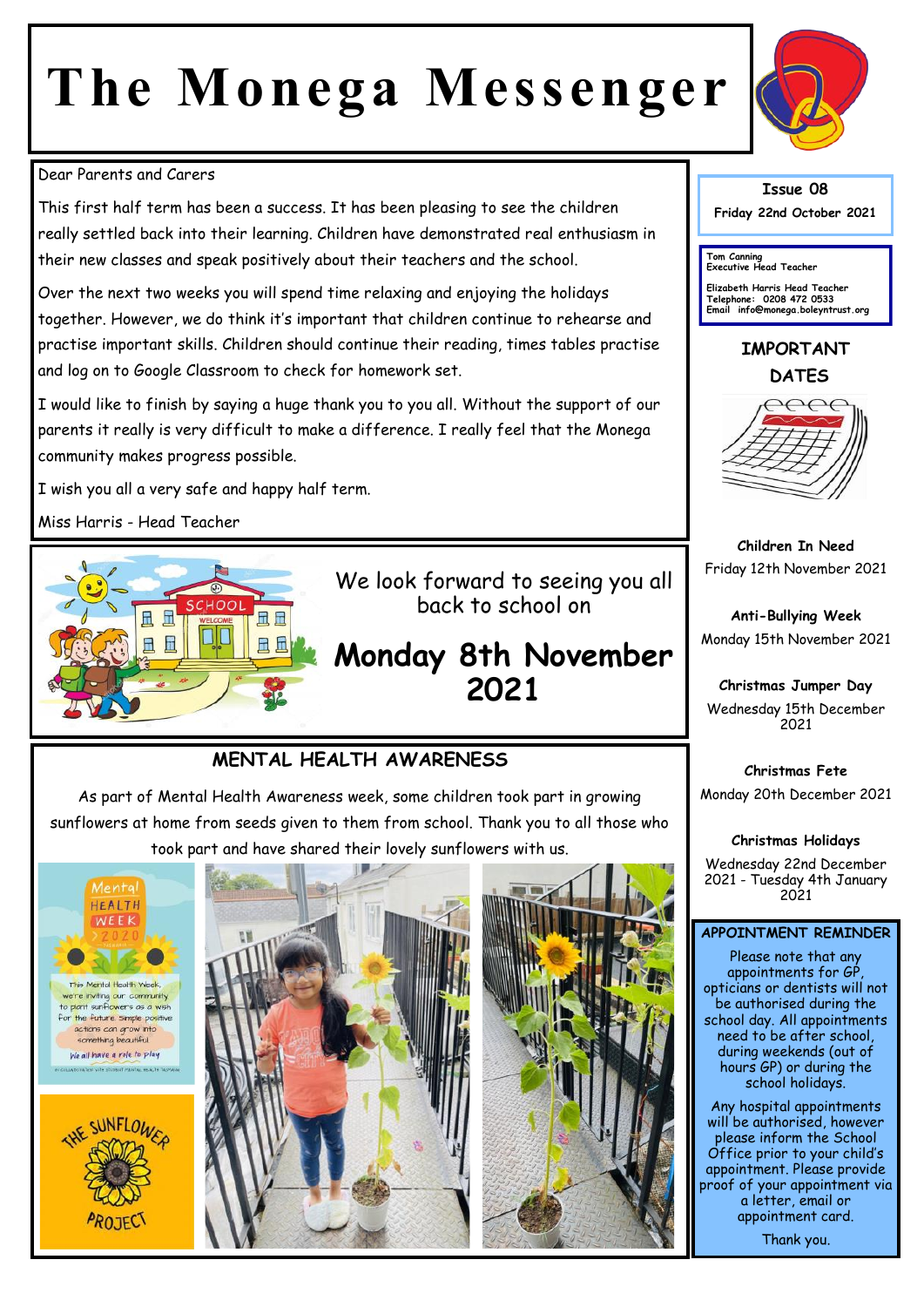# The Monega Messenger

**Issue 08**
**Friday 22nd October 2021**

**Tom Canning**
**Executive Head Teacher**

**Elizabeth Harris Head Teacher**
**Telephone: 0208 472 0533**
**Email info@monega.boleyntrust.org**

Dear Parents and Carers

This first half term has been a success. It has been pleasing to see the children really settled back into their learning. Children have demonstrated real enthusiasm in their new classes and speak positively about their teachers and the school.

Over the next two weeks you will spend time relaxing and enjoying the holidays together. However, we do think it's important that children continue to rehearse and practise important skills. Children should continue their reading, times tables practise and log on to Google Classroom to check for homework set.

I would like to finish by saying a huge thank you to you all. Without the support of our parents it really is very difficult to make a difference. I really feel that the Monega community makes progress possible.

I wish you all a very safe and happy half term.

Miss Harris - Head Teacher

We look forward to seeing you all back to school on

## Monday 8th November 2021

## MENTAL HEALTH AWARENESS

As part of Mental Health Awareness week, some children took part in growing sunflowers at home from seeds given to them from school. Thank you to all those who took part and have shared their lovely sunflowers with us.

## IMPORTANT DATES

**Children In Need**
Friday 12th November 2021

**Anti-Bullying Week**
Monday 15th November 2021

**Christmas Jumper Day**
Wednesday 15th December 2021

**Christmas Fete**
Monday 20th December 2021

**Christmas Holidays**
Wednesday 22nd December 2021 - Tuesday 4th January 2021

## APPOINTMENT REMINDER

Please note that any appointments for GP, opticians or dentists will not be authorised during the school day. All appointments need to be after school, during weekends (out of hours GP) or during the school holidays.

Any hospital appointments will be authorised, however please inform the School Office prior to your child's appointment. Please provide proof of your appointment via a letter, email or appointment card.

Thank you.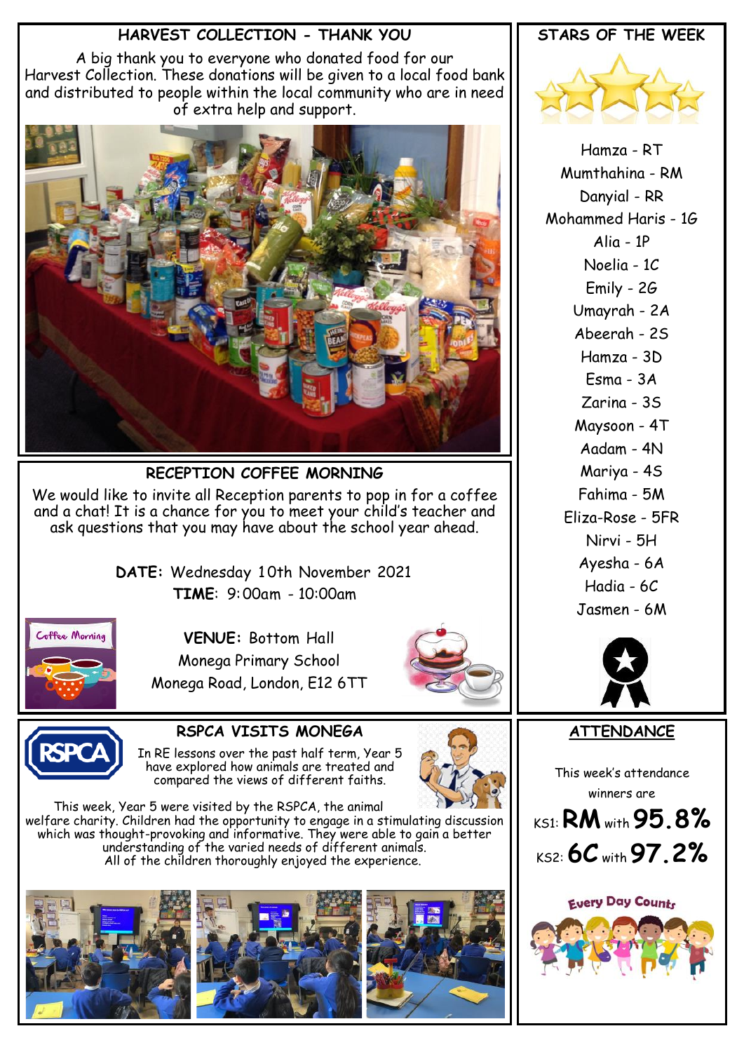## HARVEST COLLECTION - THANK YOU

A big thank you to everyone who donated food for our Harvest Collection. These donations will be given to a local food bank and distributed to people within the local community who are in need of extra help and support.

## RECEPTION COFFEE MORNING

We would like to invite all Reception parents to pop in for a coffee and a chat! It is a chance for you to meet your child's teacher and ask questions that you may have about the school year ahead.

**DATE:** Wednesday 10th November 2021
**TIME**: 9:00am - 10:00am

**VENUE:** Bottom Hall
Monega Primary School
Monega Road, London, E12 6TT

## RSPCA VISITS MONEGA

In RE lessons over the past half term, Year 5 have explored how animals are treated and compared the views of different faiths.

This week, Year 5 were visited by the RSPCA, the animal welfare charity. Children had the opportunity to engage in a stimulating discussion which was thought-provoking and informative. They were able to gain a better understanding of the varied needs of different animals. All of the children thoroughly enjoyed the experience.

## STARS OF THE WEEK

Hamza - RT
Mumthahina - RM
Danyial - RR
Mohammed Haris - 1G
Alia - 1P
Noelia - 1C
Emily - 2G
Umayrah - 2A
Abeerah - 2S
Hamza - 3D
Esma - 3A
Zarina - 3S
Maysoon - 4T
Aadam - 4N
Mariya - 4S
Fahima - 5M
Eliza-Rose - 5FR
Nirvi - 5H
Ayesha - 6A
Hadia - 6C
Jasmen - 6M

## ATTENDANCE

This week's attendance winners are

KS1: **RM** with **95.8%**

KS2: **6C** with **97.2%**

Every Day Counts